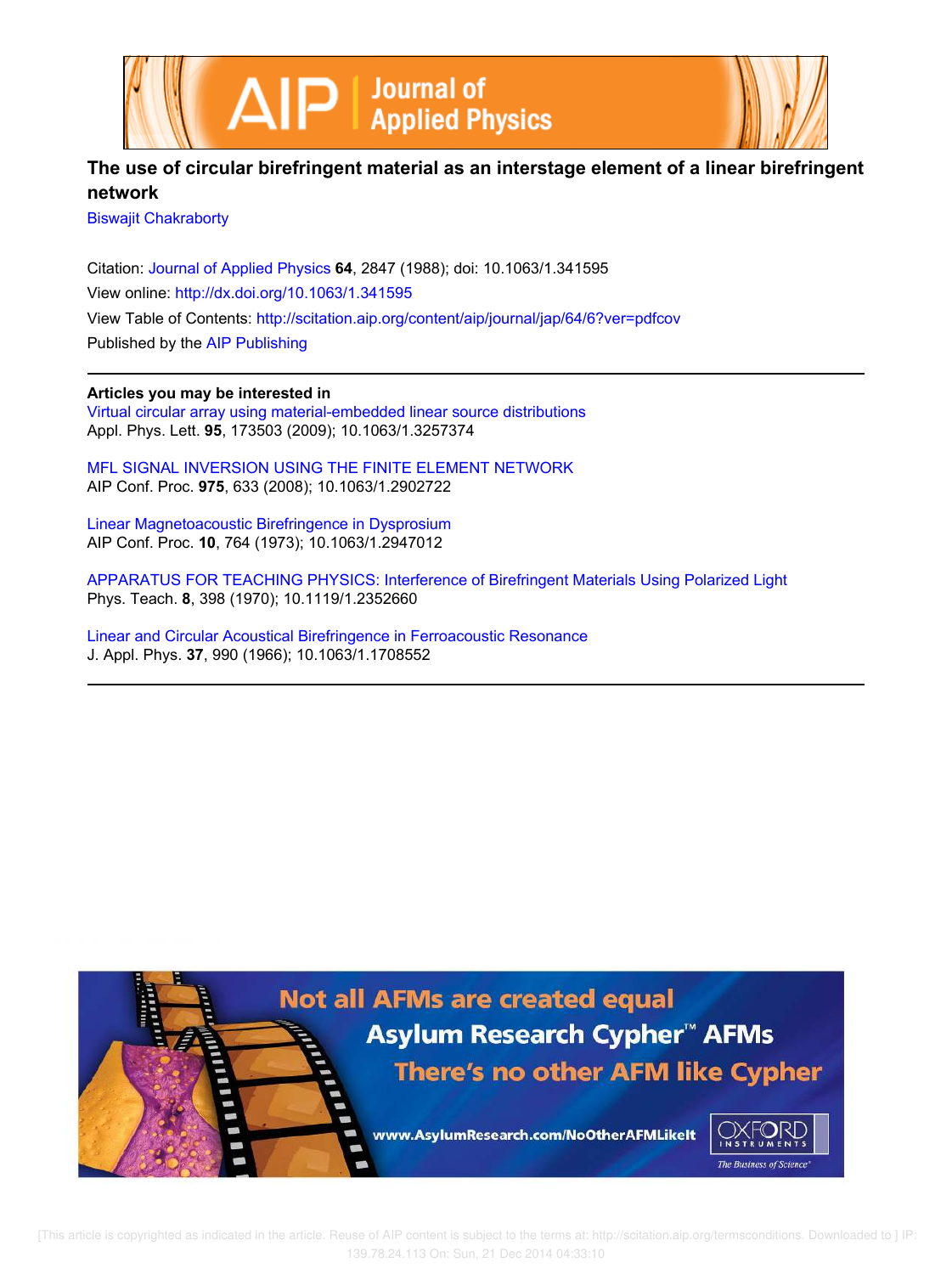# The use of circular birefringent material as an interstage element of a linear birefringent network

Biswajit Chakraborty

Citation: Journal of Applied Physics **64**, 2847 (1988); doi: 10.1063/1.341595

View online: http://dx.doi.org/10.1063/1.341595

View Table of Contents: http://scitation.aip.org/content/aip/journal/jap/64/6?ver=pdfcov

Published by the AIP Publishing

---

**Articles you may be interested in**

Virtual circular array using material-embedded linear source distributions
Appl. Phys. Lett. **95**, 173503 (2009); 10.1063/1.3257374

MFL SIGNAL INVERSION USING THE FINITE ELEMENT NETWORK
AIP Conf. Proc. **975**, 633 (2008); 10.1063/1.2902722

Linear Magnetoacoustic Birefringence in Dysprosium
AIP Conf. Proc. **10**, 764 (1973); 10.1063/1.2947012

APPARATUS FOR TEACHING PHYSICS: Interference of Birefringent Materials Using Polarized Light
Phys. Teach. **8**, 398 (1970); 10.1119/1.2352660

Linear and Circular Acoustical Birefringence in Ferroacoustic Resonance
J. Appl. Phys. **37**, 990 (1966); 10.1063/1.1708552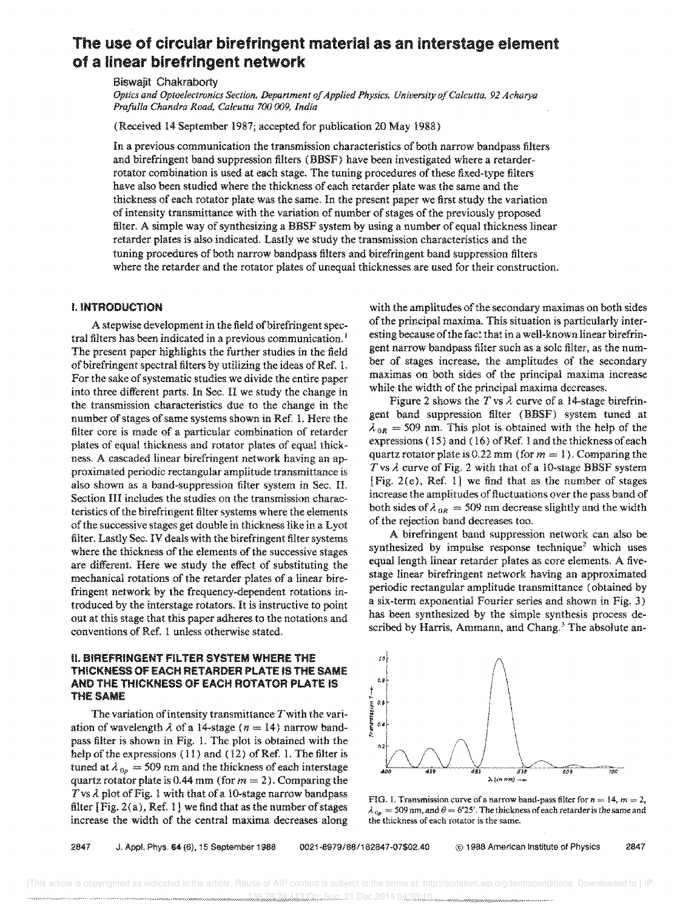# The use of circular birefringent material as an interstage element of a linear birefringent network

Biswajit Chakraborty

*Optics and Optoelectronics Section, Department of Applied Physics, University of Calcutta, 92 Acharya Prafulla Chandra Road, Calcutta 700 009, India*

(Received 14 September 1987; accepted for publication 20 May 1988)

In a previous communication the transmission characteristics of both narrow bandpass filters and birefringent band suppression filters (BBSF) have been investigated where a retarder-rotator combination is used at each stage. The tuning procedures of these fixed-type filters have also been studied where the thickness of each retarder plate was the same and the thickness of each rotator plate was the same. In the present paper we first study the variation of intensity transmittance with the variation of number of stages of the previously proposed filter. A simple way of synthesizing a BBSF system by using a number of equal thickness linear retarder plates is also indicated. Lastly we study the transmission characteristics and the tuning procedures of both narrow bandpass filters and birefringent band suppression filters where the retarder and the rotator plates of unequal thicknesses are used for their construction.

## I. INTRODUCTION

A stepwise development in the field of birefringent spectral filters has been indicated in a previous communication.[1] The present paper highlights the further studies in the field of birefringent spectral filters by utilizing the ideas of Ref. 1. For the sake of systematic studies we divide the entire paper into three different parts. In Sec. II we study the change in the transmission characteristics due to the change in the number of stages of same systems shown in Ref. 1. Here the filter core is made of a particular combination of retarder plates of equal thickness and rotator plates of equal thickness. A cascaded linear birefringent network having an approximated periodic rectangular amplitude transmittance is also shown as a band-suppression filter system in Sec. II. Section III includes the studies on the transmission characteristics of the birefringent filter systems where the elements of the successive stages get double in thickness like in a Lyot filter. Lastly Sec. IV deals with the birefringent filter systems where the thickness of the elements of the successive stages are different. Here we study the effect of substituting the mechanical rotations of the retarder plates of a linear birefringent network by the frequency-dependent rotations introduced by the interstage rotators. It is instructive to point out at this stage that this paper adheres to the notations and conventions of Ref. 1 unless otherwise stated.

## II. BIREFRINGENT FILTER SYSTEM WHERE THE THICKNESS OF EACH RETARDER PLATE IS THE SAME AND THE THICKNESS OF EACH ROTATOR PLATE IS THE SAME

The variation of intensity transmittance $T$ with the variation of wavelength $\lambda$ of a 14-stage ($n = 14$) narrow bandpass filter is shown in Fig. 1. The plot is obtained with the help of the expressions (11) and (12) of Ref. 1. The filter is tuned at $\lambda_{0p} = 509$ nm and the thickness of each interstage quartz rotator plate is 0.44 mm (for $m = 2$). Comparing the $T$ vs $\lambda$ plot of Fig. 1 with that of a 10-stage narrow bandpass filter [Fig. 2(a), Ref. 1] we find that as the number of stages increase the width of the central maxima decreases along with the amplitudes of the secondary maximas on both sides of the principal maxima. This situation is particularly interesting because of the fact that in a well-known linear birefringent narrow bandpass filter such as a solc filter, as the number of stages increase, the amplitudes of the secondary maximas on both sides of the principal maxima increase while the width of the principal maxima decreases.

Figure 2 shows the $T$ vs $\lambda$ curve of a 14-stage birefringent band suppression filter (BBSF) system tuned at $\lambda_{0R} = 509$ nm. This plot is obtained with the help of the expressions (15) and (16) of Ref. 1 and the thickness of each quartz rotator plate is 0.22 mm (for $m = 1$). Comparing the $T$ vs $\lambda$ curve of Fig. 2 with that of a 10-stage BBSF system [Fig. 2(e), Ref. 1] we find that as the number of stages increase the amplitudes of fluctuations over the pass band of both sides of $\lambda_{0R} = 509$ nm decrease slightly and the width of the rejection band decreases too.

A birefringent band suppression network can also be synthesized by impulse response technique[2] which uses equal length linear retarder plates as core elements. A five-stage linear birefringent network having an approximated periodic rectangular amplitude transmittance (obtained by a six-term exponential Fourier series and shown in Fig. 3) has been synthesized by the simple synthesis process described by Harris, Ammann, and Chang.[3] The absolute an-

FIG. 1. Transmission curve of a narrow band-pass filter for $n = 14$, $m = 2$, $\lambda_{0p} = 509$ nm, and $\theta = 6°25'$. The thickness of each retarder is the same and the thickness of each rotator is the same.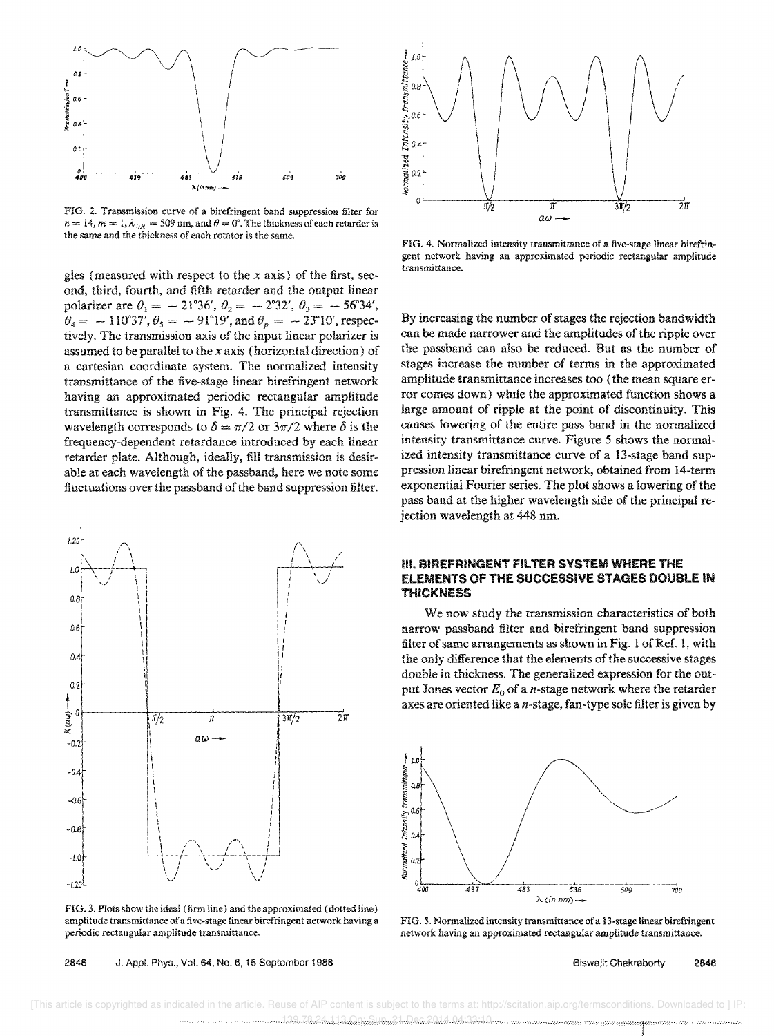FIG. 2. Transmission curve of a birefringent band suppression filter for $n = 14$, $m = 1$, $\lambda_{0R} = 509$ nm, and $\theta = 0°$. The thickness of each retarder is the same and the thickness of each rotator is the same.

gles (measured with respect to the $x$ axis) of the first, second, third, fourth, and fifth retarder and the output linear polarizer are $\theta_1 = -21°36'$, $\theta_2 = -2°32'$, $\theta_3 = -56°34'$, $\theta_4 = -110°37'$, $\theta_5 = -91°19'$, and $\theta_p = -23°10'$, respectively. The transmission axis of the input linear polarizer is assumed to be parallel to the $x$ axis (horizontal direction) of a cartesian coordinate system. The normalized intensity transmittance of the five-stage linear birefringent network having an approximated periodic rectangular amplitude transmittance is shown in Fig. 4. The principal rejection wavelength corresponds to $\delta = \pi/2$ or $3\pi/2$ where $\delta$ is the frequency-dependent retardance introduced by each linear retarder plate. Although, ideally, fill transmission is desirable at each wavelength of the passband, here we note some fluctuations over the passband of the band suppression filter.

FIG. 3. Plots show the ideal (firm line) and the approximated (dotted line) amplitude transmittance of a five-stage linear birefringent network having a periodic rectangular amplitude transmittance.

FIG. 4. Normalized intensity transmittance of a five-stage linear birefringent network having an approximated periodic rectangular amplitude transmittance.

By increasing the number of stages the rejection bandwidth can be made narrower and the amplitudes of the ripple over the passband can also be reduced. But as the number of stages increase the number of terms in the approximated amplitude transmittance increases too (the mean square error comes down) while the approximated function shows a large amount of ripple at the point of discontinuity. This causes lowering of the entire pass band in the normalized intensity transmittance curve. Figure 5 shows the normalized intensity transmittance curve of a 13-stage band suppression linear birefringent network, obtained from 14-term exponential Fourier series. The plot shows a lowering of the pass band at the higher wavelength side of the principal rejection wavelength at 448 nm.

## III. BIREFRINGENT FILTER SYSTEM WHERE THE ELEMENTS OF THE SUCCESSIVE STAGES DOUBLE IN THICKNESS

We now study the transmission characteristics of both narrow passband filter and birefringent band suppression filter of same arrangements as shown in Fig. 1 of Ref. 1, with the only difference that the elements of the successive stages double in thickness. The generalized expression for the output Jones vector $E_0$ of a $n$-stage network where the retarder axes are oriented like a $n$-stage, fan-type solc filter is given by

FIG. 5. Normalized intensity transmittance of a 13-stage linear birefringent network having an approximated rectangular amplitude transmittance.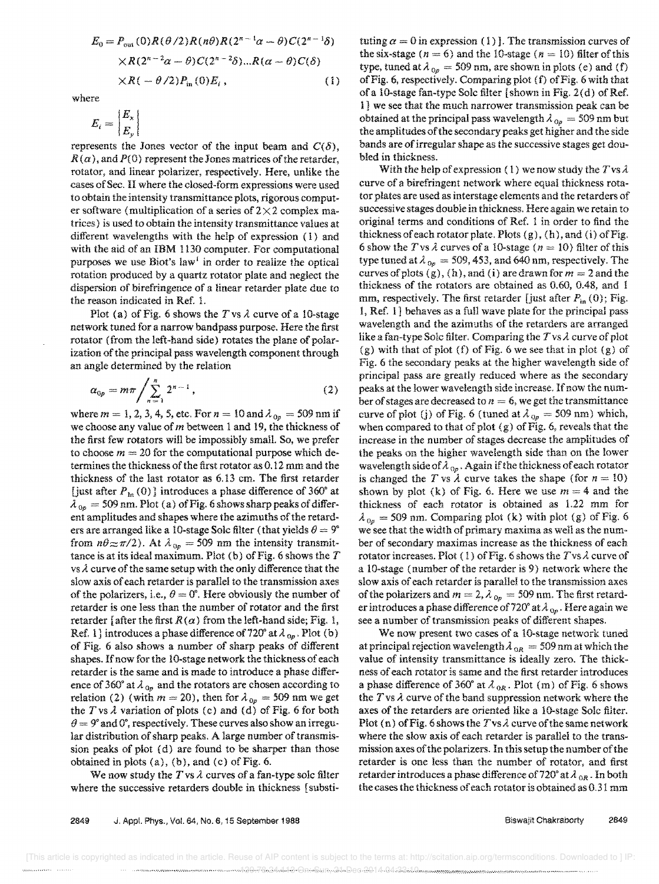$$E_0 = P_{\text{out}}(0)R(\theta/2)R(n\theta)R(2^{n-1}\alpha-\theta)C(2^{n-1}\delta)$$
$$\times R(2^{n-2}\alpha-\theta)C(2^{n-2}\delta)...R(\alpha-\theta)C(\delta)$$
$$\times R(-\theta/2)P_{\text{in}}(0)E_i\,, \qquad (1)$$

where

$$E_i = \begin{vmatrix} E_x \\ E_y \end{vmatrix}$$

represents the Jones vector of the input beam and $C(\delta)$, $R(\alpha)$, and $P(0)$ represent the Jones matrices of the retarder, rotator, and linear polarizer, respectively. Here, unlike the cases of Sec. II where the closed-form expressions were used to obtain the intensity transmittance plots, rigorous computer software (multiplication of a series of $2\times2$ complex matrices) is used to obtain the intensity transmittance values at different wavelengths with the help of expression (1) and with the aid of an IBM 1130 computer. For computational purposes we use Biot's law[1] in order to realize the optical rotation produced by a quartz rotator plate and neglect the dispersion of birefringence of a linear retarder plate due to the reason indicated in Ref. 1.

Plot (a) of Fig. 6 shows the $T$ vs $\lambda$ curve of a 10-stage network tuned for a narrow bandpass purpose. Here the first rotator (from the left-hand side) rotates the plane of polarization of the principal pass wavelength component through an angle determined by the relation

$$\alpha_{0p} = m\pi \Big/ \sum_{n=1}^{n} 2^{n-1}, \qquad (2)$$

where $m = 1, 2, 3, 4, 5$, etc. For $n = 10$ and $\lambda_{0p} = 509$ nm if we choose any value of $m$ between 1 and 19, the thickness of the first few rotators will be impossibly small. So, we prefer to choose $m = 20$ for the computational purpose which determines the thickness of the first rotator as 0.12 mm and the thickness of the last rotator as 6.13 cm. The first retarder [just after $P_{\text{in}}(0)$] introduces a phase difference of 360° at $\lambda_{0p} = 509$ nm. Plot (a) of Fig. 6 shows sharp peaks of different amplitudes and shapes where the azimuths of the retarders are arranged like a 10-stage Solc filter (that yields $\theta = 9°$ from $n\theta \simeq \pi/2$). At $\lambda_{0p} = 509$ nm the intensity transmittance is at its ideal maximum. Plot (b) of Fig. 6 shows the $T$ vs $\lambda$ curve of the same setup with the only difference that the slow axis of each retarder is parallel to the transmission axes of the polarizers, i.e., $\theta = 0°$. Here obviously the number of retarder is one less than the number of rotator and the first retarder [after the first $R(\alpha)$ from the left-hand side; Fig. 1, Ref. 1] introduces a phase difference of 720° at $\lambda_{0p}$. Plot (b) of Fig. 6 also shows a number of sharp peaks of different shapes. If now for the 10-stage network the thickness of each retarder is the same and is made to introduce a phase difference of 360° at $\lambda_{0p}$ and the rotators are chosen according to relation (2) (with $m = 20$), then for $\lambda_{0p} = 509$ nm we get the $T$ vs $\lambda$ variation of plots (c) and (d) of Fig. 6 for both $\theta = 9°$ and 0°, respectively. These curves also show an irregular distribution of sharp peaks. A large number of transmission peaks of plot (d) are found to be sharper than those obtained in plots (a), (b), and (c) of Fig. 6.

We now study the $T$ vs $\lambda$ curves of a fan-type solc filter where the successive retarders double in thickness [substituting $\alpha = 0$ in expression (1)]. The transmission curves of the six-stage ($n = 6$) and the 10-stage ($n = 10$) filter of this type, tuned at $\lambda_{0p} = 509$ nm, are shown in plots (e) and (f) of Fig. 6, respectively. Comparing plot (f) of Fig. 6 with that of a 10-stage fan-type Solc filter [shown in Fig. 2(d) of Ref. 1] we see that the much narrower transmission peak can be obtained at the principal pass wavelength $\lambda_{0p} = 509$ nm but the amplitudes of the secondary peaks get higher and the side bands are of irregular shape as the successive stages get doubled in thickness.

With the help of expression (1) we now study the $T$ vs $\lambda$ curve of a birefringent network where equal thickness rotator plates are used as interstage elements and the retarders of successive stages double in thickness. Here again we retain to original terms and conditions of Ref. 1 in order to find the thickness of each rotator plate. Plots (g), (h), and (i) of Fig. 6 show the $T$ vs $\lambda$ curves of a 10-stage ($n = 10$) filter of this type tuned at $\lambda_{0p} = 509$, 453, and 640 nm, respectively. The curves of plots (g), (h), and (i) are drawn for $m = 2$ and the thickness of the rotators are obtained as 0.60, 0.48, and 1 mm, respectively. The first retarder [just after $P_{\text{in}}(0)$; Fig. 1, Ref. 1] behaves as a full wave plate for the principal pass wavelength and the azimuths of the retarders are arranged like a fan-type Solc filter. Comparing the $T$ vs $\lambda$ curve of plot (g) with that of plot (f) of Fig. 6 we see that in plot (g) of Fig. 6 the secondary peaks at the higher wavelength side of principal pass are greatly reduced where as the secondary peaks at the lower wavelength side increase. If now the number of stages are decreased to $n = 6$, we get the transmittance curve of plot (j) of Fig. 6 (tuned at $\lambda_{0p} = 509$ nm) which, when compared to that of plot (g) of Fig. 6, reveals that the increase in the number of stages decrease the amplitudes of the peaks on the higher wavelength side than on the lower wavelength side of $\lambda_{0p}$. Again if the thickness of each rotator is changed the $T$ vs $\lambda$ curve takes the shape (for $n = 10$) shown by plot (k) of Fig. 6. Here we use $m = 4$ and the thickness of each rotator is obtained as 1.22 mm for $\lambda_{0p} = 509$ nm. Comparing plot (k) with plot (g) of Fig. 6 we see that the width of primary maxima as well as the number of secondary maximas increase as the thickness of each rotator increases. Plot (l) of Fig. 6 shows the $T$ vs $\lambda$ curve of a 10-stage (number of the retarder is 9) network where the slow axis of each retarder is parallel to the transmission axes of the polarizers and $m = 2$, $\lambda_{0p} = 509$ nm. The first retarder introduces a phase difference of 720° at $\lambda_{0p}$. Here again we see a number of transmission peaks of different shapes.

We now present two cases of a 10-stage network tuned at principal rejection wavelength $\lambda_{0R} = 509$ nm at which the value of intensity transmittance is ideally zero. The thickness of each rotator is same and the first retarder introduces a phase difference of 360° at $\lambda_{0R}$. Plot (m) of Fig. 6 shows the $T$ vs $\lambda$ curve of the band suppression network where the axes of the retarders are oriented like a 10-stage Solc filter. Plot (n) of Fig. 6 shows the $T$ vs $\lambda$ curve of the same network where the slow axis of each retarder is parallel to the transmission axes of the polarizers. In this setup the number of the retarder is one less than the number of rotator, and first retarder introduces a phase difference of 720° at $\lambda_{0R}$. In both the cases the thickness of each rotator is obtained as 0.31 mm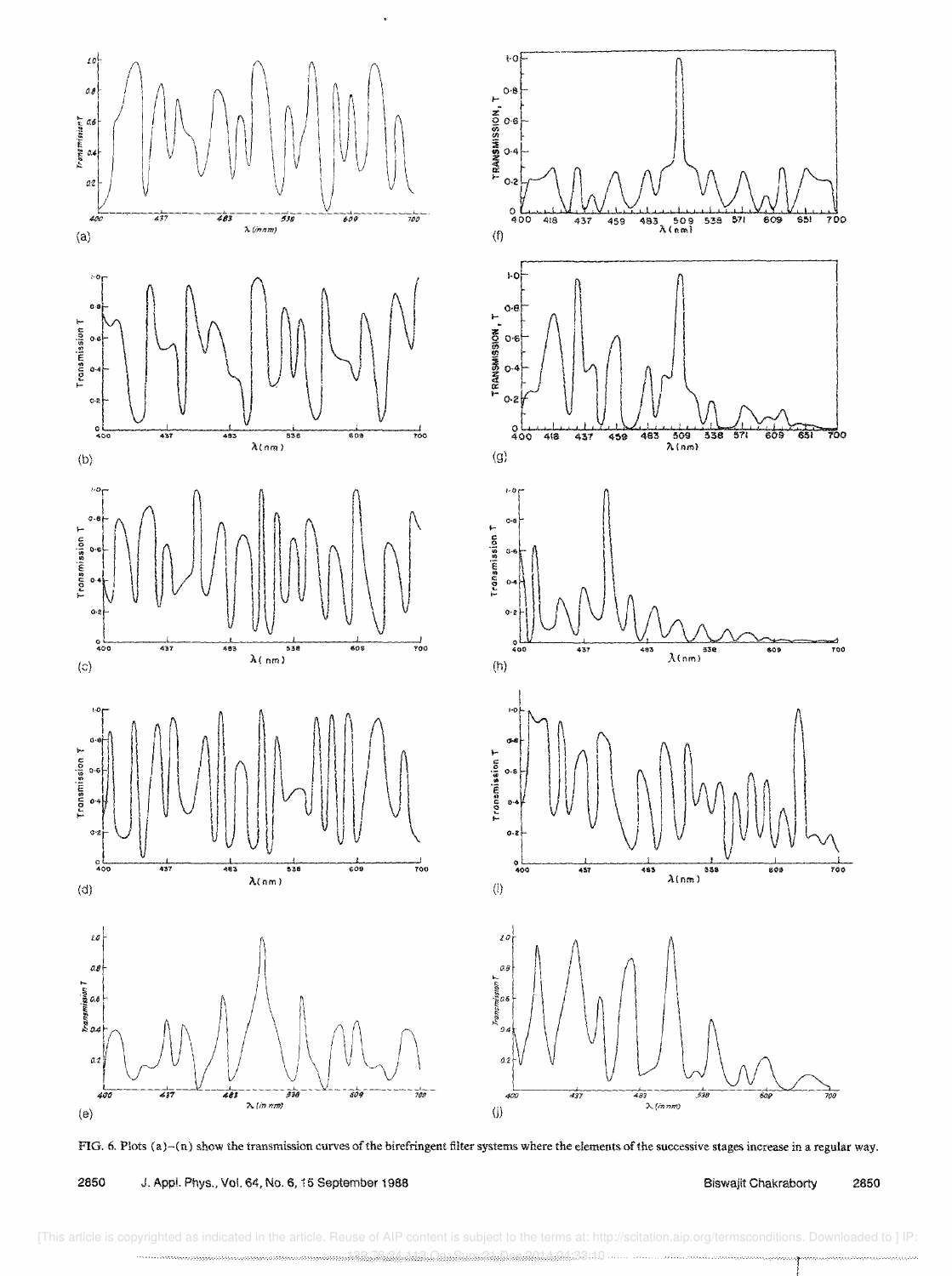FIG. 6. Plots (a)–(n) show the transmission curves of the birefringent filter systems where the elements of the successive stages increase in a regular way.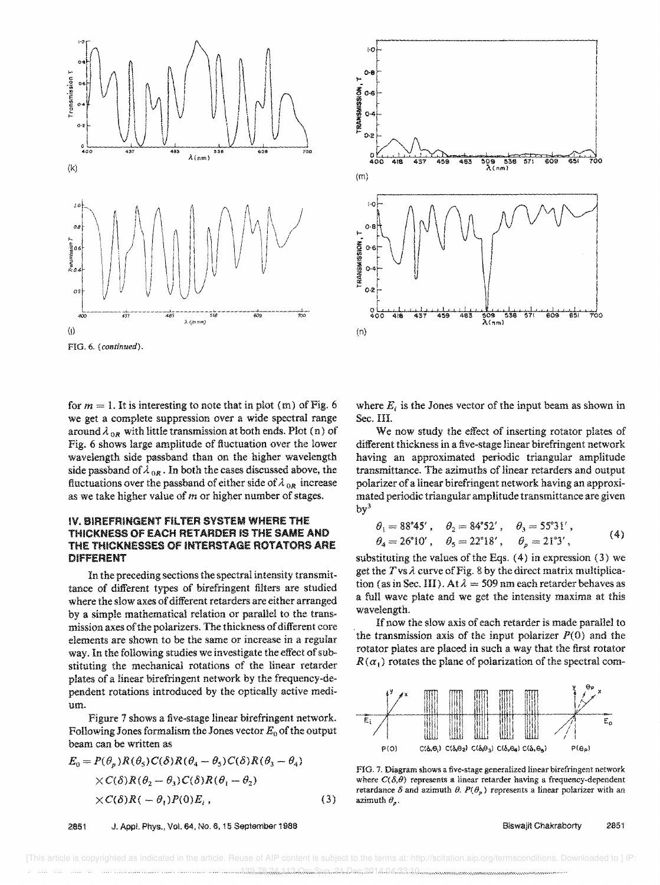FIG. 6. (*continued*).

for $m = 1$. It is interesting to note that in plot (m) of Fig. 6 we get a complete suppression over a wide spectral range around $\lambda_{0R}$ with little transmission at both ends. Plot (n) of Fig. 6 shows large amplitude of fluctuation over the lower wavelength side passband than on the higher wavelength side passband of $\lambda_{0R}$. In both the cases discussed above, the fluctuations over the passband of either side of $\lambda_{0R}$ increase as we take higher value of $m$ or higher number of stages.

## IV. BIREFRINGENT FILTER SYSTEM WHERE THE THICKNESS OF EACH RETARDER IS THE SAME AND THE THICKNESSES OF INTERSTAGE ROTATORS ARE DIFFERENT

In the preceding sections the spectral intensity transmittance of different types of birefringent filters are studied where the slow axes of different retarders are either arranged by a simple mathematical relation or parallel to the transmission axes of the polarizers. The thickness of different core elements are shown to be the same or increase in a regular way. In the following studies we investigate the effect of substituting the mechanical rotations of the linear retarder plates of a linear birefringent network by the frequency-dependent rotations introduced by the optically active medium.

Figure 7 shows a five-stage linear birefringent network. Following Jones formalism the Jones vector $E_0$ of the output beam can be written as

$$
\begin{aligned}
E_0 = {} & P(\theta_p)R(\theta_5)C(\delta)R(\theta_4-\theta_5)C(\delta)R(\theta_3-\theta_4) \\
& \times C(\delta)R(\theta_2-\theta_3)C(\delta)R(\theta_1-\theta_2) \\
& \times C(\delta)R(-\theta_1)P(0)E_i\,, \qquad (3)
\end{aligned}
$$

where $E_i$ is the Jones vector of the input beam as shown in Sec. III.

We now study the effect of inserting rotator plates of different thickness in a five-stage linear birefringent network having an approximated periodic triangular amplitude transmittance. The azimuths of linear retarders and output polarizer of a linear birefringent network having an approximated periodic triangular amplitude transmittance are given by[3]

$$
\begin{aligned}
&\theta_1 = 88°45'\,, \quad \theta_2 = 84°52'\,, \quad \theta_3 = 55°31'\,, \\
&\theta_4 = 26°10'\,, \quad \theta_5 = 22°18'\,, \quad \theta_p = 21°3'\,, \qquad (4)
\end{aligned}
$$

substituting the values of the Eqs. (4) in expression (3) we get the $T$ vs $\lambda$ curve of Fig. 8 by the direct matrix multiplication (as in Sec. III). At $\lambda = 509$ nm each retarder behaves as a full wave plate and we get the intensity maxima at this wavelength.

If now the slow axis of each retarder is made parallel to the transmission axis of the input polarizer $P(0)$ and the rotator plates are placed in such a way that the first rotator $R(\alpha_1)$ rotates the plane of polarization of the spectral com-

FIG. 7. Diagram shows a five-stage generalized linear birefringent network where $C(\delta,\theta)$ represents a linear retarder having a frequency-dependent retardance $\delta$ and azimuth $\theta$. $P(\theta_p)$ represents a linear polarizer with an azimuth $\theta_p$.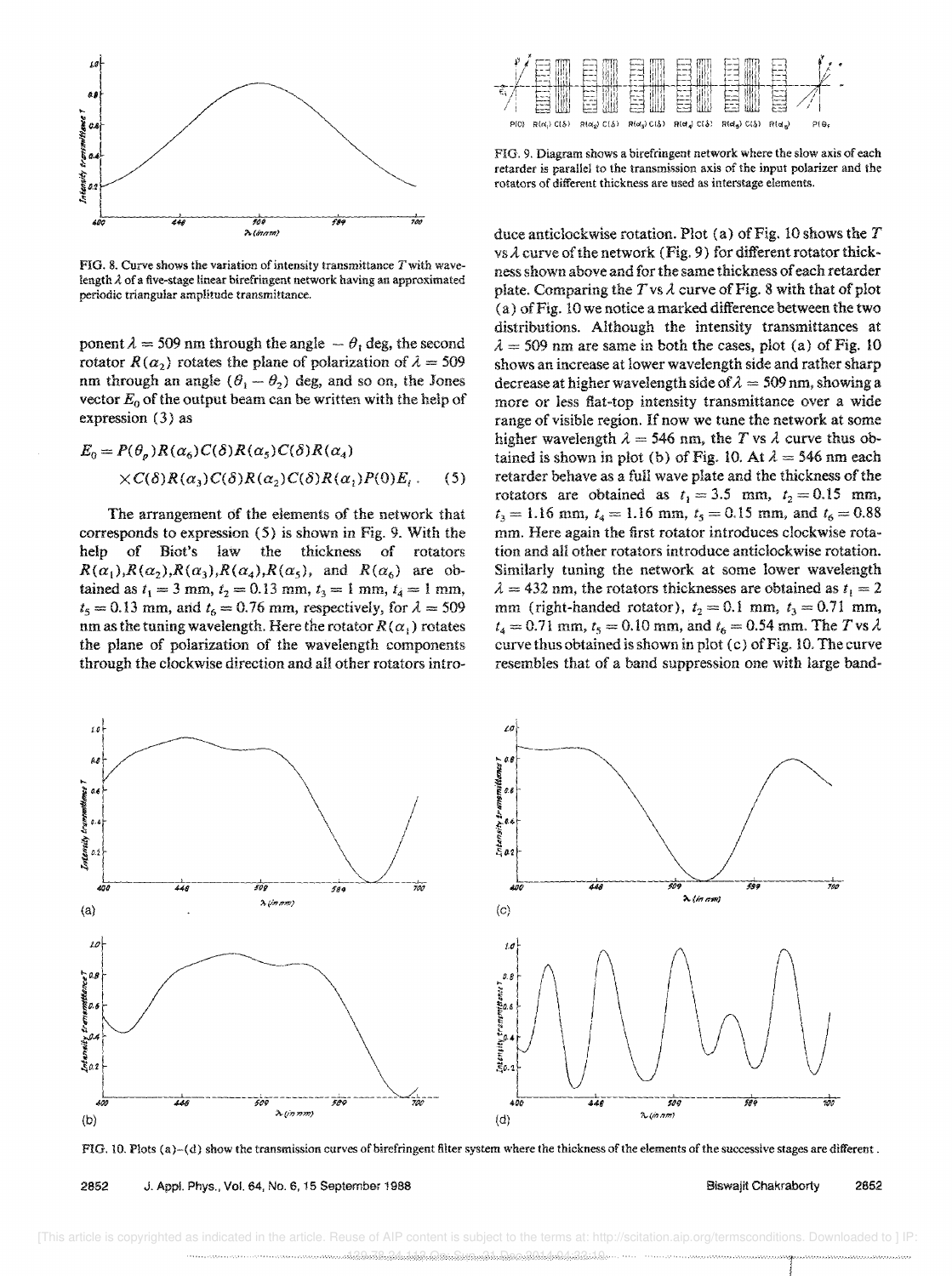FIG. 8. Curve shows the variation of intensity transmittance $T$ with wavelength $\lambda$ of a five-stage linear birefringent network having an approximated periodic triangular amplitude transmittance.

ponent $\lambda = 509$ nm through the angle $-\theta_1$ deg, the second rotator $R(\alpha_2)$ rotates the plane of polarization of $\lambda = 509$ nm through an angle $(\theta_1 - \theta_2)$ deg, and so on, the Jones vector $E_0$ of the output beam can be written with the help of expression (3) as

$$E_0 = P(\theta_p)R(\alpha_6)C(\delta)R(\alpha_5)C(\delta)R(\alpha_4) \times C(\delta)R(\alpha_3)C(\delta)R(\alpha_2)C(\delta)R(\alpha_1)P(0)E_i . \quad (5)$$

The arrangement of the elements of the network that corresponds to expression (5) is shown in Fig. 9. With the help of Biot's law the thickness of rotators $R(\alpha_1), R(\alpha_2), R(\alpha_3), R(\alpha_4), R(\alpha_5)$, and $R(\alpha_6)$ are obtained as $t_1 = 3$ mm, $t_2 = 0.13$ mm, $t_3 = 1$ mm, $t_4 = 1$ mm, $t_5 = 0.13$ mm, and $t_6 = 0.76$ mm, respectively, for $\lambda = 509$ nm as the tuning wavelength. Here the rotator $R(\alpha_1)$ rotates the plane of polarization of the wavelength components through the clockwise direction and all other rotators introduce anticlockwise rotation. Plot (a) of Fig. 10 shows the $T$ vs $\lambda$ curve of the network (Fig. 9) for different rotator thickness shown above and for the same thickness of each retarder plate. Comparing the $T$ vs $\lambda$ curve of Fig. 8 with that of plot (a) of Fig. 10 we notice a marked difference between the two distributions. Although the intensity transmittances at $\lambda = 509$ nm are same in both the cases, plot (a) of Fig. 10 shows an increase at lower wavelength side and rather sharp decrease at higher wavelength side of $\lambda = 509$ nm, showing a more or less flat-top intensity transmittance over a wide range of visible region. If now we tune the network at some higher wavelength $\lambda = 546$ nm, the $T$ vs $\lambda$ curve thus obtained is shown in plot (b) of Fig. 10. At $\lambda = 546$ nm each retarder behave as a full wave plate and the thickness of the rotators are obtained as $t_1 = 3.5$ mm, $t_2 = 0.15$ mm, $t_3 = 1.16$ mm, $t_4 = 1.16$ mm, $t_5 = 0.15$ mm, and $t_6 = 0.88$ mm. Here again the first rotator introduces clockwise rotation and all other rotators introduce anticlockwise rotation. Similarly tuning the network at some lower wavelength $\lambda = 432$ nm, the rotators thicknesses are obtained as $t_1 = 2$ mm (right-handed rotator), $t_2 = 0.1$ mm, $t_3 = 0.71$ mm, $t_4 = 0.71$ mm, $t_5 = 0.10$ mm, and $t_6 = 0.54$ mm. The $T$ vs $\lambda$ curve thus obtained is shown in plot (c) of Fig. 10. The curve resembles that of a band suppression one with large band-

FIG. 9. Diagram shows a birefringent network where the slow axis of each retarder is parallel to the transmission axis of the input polarizer and the rotators of different thickness are used as interstage elements.

FIG. 10. Plots (a)–(d) show the transmission curves of birefringent filter system where the thickness of the elements of the successive stages are different.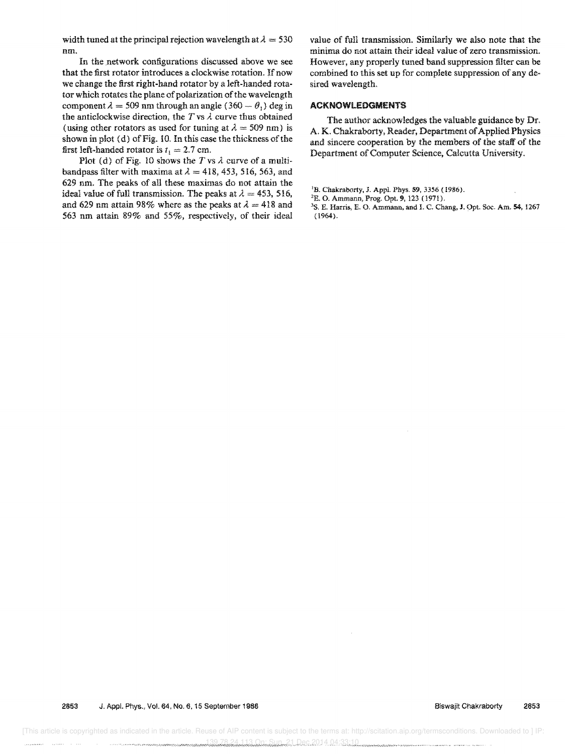width tuned at the principal rejection wavelength at $\lambda = 530$ nm.

In the network configurations discussed above we see that the first rotator introduces a clockwise rotation. If now we change the first right-hand rotator by a left-handed rotator which rotates the plane of polarization of the wavelength component $\lambda = 509$ nm through an angle $(360 - \theta_1)$ deg in the anticlockwise direction, the $T$ vs $\lambda$ curve thus obtained (using other rotators as used for tuning at $\lambda = 509$ nm) is shown in plot (d) of Fig. 10. In this case the thickness of the first left-handed rotator is $t_1 = 2.7$ cm.

Plot (d) of Fig. 10 shows the $T$ vs $\lambda$ curve of a multibandpass filter with maxima at $\lambda = 418$, 453, 516, 563, and 629 nm. The peaks of all these maximas do not attain the ideal value of full transmission. The peaks at $\lambda = 453$, 516, and 629 nm attain 98% where as the peaks at $\lambda = 418$ and 563 nm attain 89% and 55%, respectively, of their ideal value of full transmission. Similarly we also note that the minima do not attain their ideal value of zero transmission. However, any properly tuned band suppression filter can be combined to this set up for complete suppression of any desired wavelength.

## ACKNOWLEDGMENTS

The author acknowledges the valuable guidance by Dr. A. K. Chakraborty, Reader, Department of Applied Physics and sincere cooperation by the members of the staff of the Department of Computer Science, Calcutta University.

[1] B. Chakraborty, J. Appl. Phys. **59**, 3356 (1986).
[2] E. O. Ammann, Prog. Opt. **9**, 123 (1971).
[3] S. E. Harris, E. O. Ammann, and I. C. Chang, J. Opt. Soc. Am. **54**, 1267 (1964).